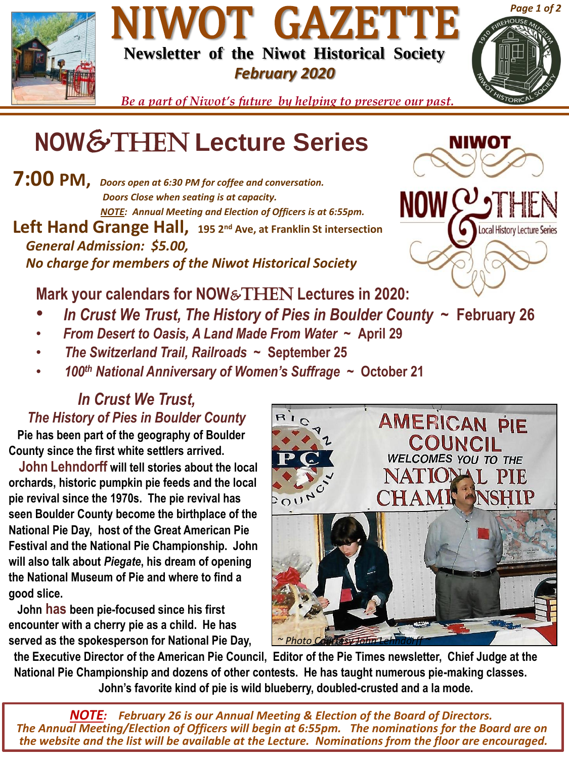# NIWOT GAZETTE

**Newsletter of the Niwot Historical Society**

***February 2020***

*Be a part of Niwot's future by helping to preserve our past.*

## NOW&THEN Lecture Series

**7:00 PM,** *Doors open at 6:30 PM for coffee and conversation.*
*Doors Close when seating is at capacity.*
*NOTE: Annual Meeting and Election of Officers is at 6:55pm.*

**Left Hand Grange Hall,** **195 2nd Ave, at Franklin St intersection**

***General Admission: $5.00,***

***No charge for members of the Niwot Historical Society***

NIWOT NOW&THEN Local History Lecture Series

### Mark your calendars for NOW&THEN Lectures in 2020:

- ***In Crust We Trust, The History of Pies in Boulder County*** **~ February 26**
- ***From Desert to Oasis, A Land Made From Water*** **~ April 29**
- ***The Switzerland Trail, Railroads*** **~ September 25**
- ***100th National Anniversary of Women's Suffrage*** **~ October 21**

### *In Crust We Trust,*
### *The History of Pies in Boulder County*

**Pie has been part of the geography of Boulder County since the first white settlers arrived.**

**John Lehndorff will tell stories about the local orchards, historic pumpkin pie feeds and the local pie revival since the 1970s. The pie revival has seen Boulder County become the birthplace of the National Pie Day, host of the Great American Pie Festival and the National Pie Championship. John will also talk about *Piegate*, his dream of opening the National Museum of Pie and where to find a good slice.**

*~ Photo Courtesy John Lehndorff ~*

**John has been pie-focused since his first encounter with a cherry pie as a child. He has served as the spokesperson for National Pie Day, the Executive Director of the American Pie Council, Editor of the Pie Times newsletter, Chief Judge at the National Pie Championship and dozens of other contests. He has taught numerous pie-making classes. John's favorite kind of pie is wild blueberry, doubled-crusted and a la mode.**

***NOTE:*** *February 26 is our Annual Meeting & Election of the Board of Directors. The Annual Meeting/Election of Officers will begin at 6:55pm. The nominations for the Board are on the website and the list will be available at the Lecture. Nominations from the floor are encouraged.*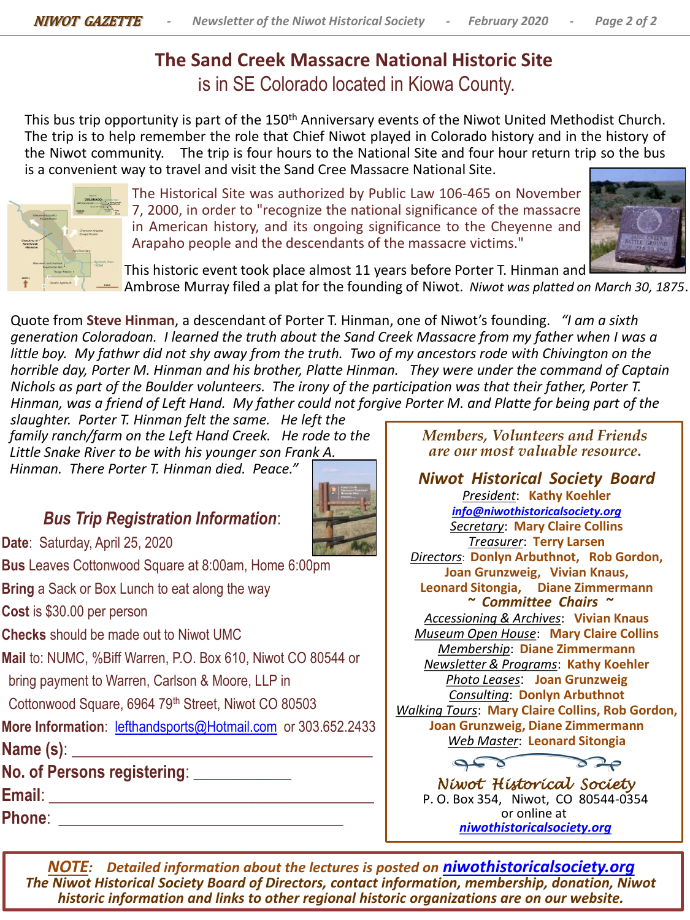# The Sand Creek Massacre National Historic Site

## is in SE Colorado located in Kiowa County.

This bus trip opportunity is part of the 150th Anniversary events of the Niwot United Methodist Church. The trip is to help remember the role that Chief Niwot played in Colorado history and in the history of the Niwot community. The trip is four hours to the National Site and four hour return trip so the bus is a convenient way to travel and visit the Sand Cree Massacre National Site.

The Historical Site was authorized by Public Law 106-465 on November 7, 2000, in order to "recognize the national significance of the massacre in American history, and its ongoing significance to the Cheyenne and Arapaho people and the descendants of the massacre victims."

This historic event took place almost 11 years before Porter T. Hinman and Ambrose Murray filed a plat for the founding of Niwot. *Niwot was platted on March 30, 1875*.

Quote from **Steve Hinman**, a descendant of Porter T. Hinman, one of Niwot's founding. *"I am a sixth generation Coloradoan. I learned the truth about the Sand Creek Massacre from my father when I was a little boy. My fathwr did not shy away from the truth. Two of my ancestors rode with Chivington on the horrible day, Porter M. Hinman and his brother, Platte Hinman. They were under the command of Captain Nichols as part of the Boulder volunteers. The irony of the participation was that their father, Porter T. Hinman, was a friend of Left Hand. My father could not forgive Porter M. and Platte for being part of the slaughter. Porter T. Hinman felt the same. He left the family ranch/farm on the Left Hand Creek. He rode to the Little Snake River to be with his younger son Frank A. Hinman. There Porter T. Hinman died. Peace."*

### *Bus Trip Registration Information*:

**Date**: Saturday, April 25, 2020

**Bus** Leaves Cottonwood Square at 8:00am, Home 6:00pm

**Bring** a Sack or Box Lunch to eat along the way

**Cost** is $30.00 per person

**Checks** should be made out to Niwot UMC

**Mail** to: NUMC, %Biff Warren, P.O. Box 610, Niwot CO 80544 or bring payment to Warren, Carlson & Moore, LLP in Cottonwood Square, 6964 79th Street, Niwot CO 80503

**More Information**: lefthandsports@Hotmail.com or 303.652.2433

**Name (s)**: ______________________________

**No. of Persons registering**: ____________

**Email**: ______________________________

**Phone**: ______________________________

---

*Members, Volunteers and Friends are our most valuable resource.*

### *Niwot Historical Society Board*

President: **Kathy Koehler**
***info@niwothistoricalsociety.org***
Secretary: **Mary Claire Collins**
Treasurer: **Terry Larsen**
Directors: **Donlyn Arbuthnot, Rob Gordon, Joan Grunzweig, Vivian Knaus, Leonard Sitongia, Diane Zimmermann**

**~ *Committee Chairs* ~**

Accessioning & Archives: **Vivian Knaus**
Museum Open House: **Mary Claire Collins**
Membership: **Diane Zimmermann**
Newsletter & Programs: **Kathy Koehler**
Photo Leases: **Joan Grunzweig**
Consulting: **Donlyn Arbuthnot**
Walking Tours: **Mary Claire Collins, Rob Gordon, Joan Grunzweig, Diane Zimmermann**
Web Master: **Leonard Sitongia**

*Niwot Historical Society*
P. O. Box 354, Niwot, CO 80544-0354
or online at
***niwothistoricalsociety.org***

---

***NOTE**: Detailed information about the lectures is posted on **niwothistoricalsociety.org***
***The Niwot Historical Society Board of Directors, contact information, membership, donation, Niwot historic information and links to other regional historic organizations are on our website.***